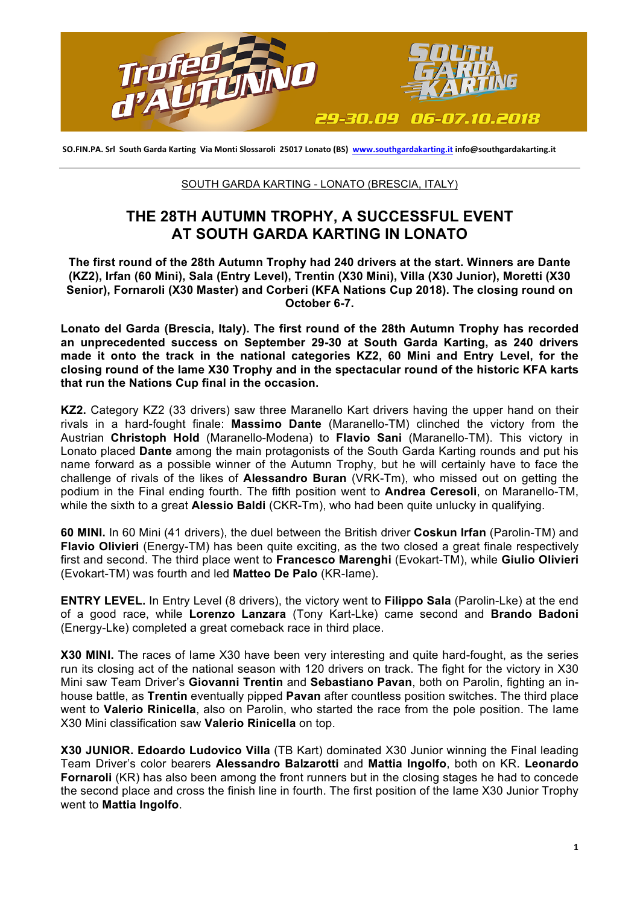SO.FIN.PA. Srl South Garda Karting Via Monti Slossaroli 25017 Lonato (BS) www.southgardakarting.it info@southgardakarting.it

SOUTH GARDA KARTING - LONATO (BRESCIA, ITALY)

# THE 28TH AUTUMN TROPHY, A SUCCESSFUL EVENT AT SOUTH GARDA KARTING IN LONATO

**The first round of the 28th Autumn Trophy had 240 drivers at the start. Winners are Dante (KZ2), Irfan (60 Mini), Sala (Entry Level), Trentin (X30 Mini), Villa (X30 Junior), Moretti (X30 Senior), Fornaroli (X30 Master) and Corberi (KFA Nations Cup 2018). The closing round on October 6-7.**

**Lonato del Garda (Brescia, Italy). The first round of the 28th Autumn Trophy has recorded an unprecedented success on September 29-30 at South Garda Karting, as 240 drivers made it onto the track in the national categories KZ2, 60 Mini and Entry Level, for the closing round of the Iame X30 Trophy and in the spectacular round of the historic KFA karts that run the Nations Cup final in the occasion.**

**KZ2.** Category KZ2 (33 drivers) saw three Maranello Kart drivers having the upper hand on their rivals in a hard-fought finale: **Massimo Dante** (Maranello-TM) clinched the victory from the Austrian **Christoph Hold** (Maranello-Modena) to **Flavio Sani** (Maranello-TM). This victory in Lonato placed **Dante** among the main protagonists of the South Garda Karting rounds and put his name forward as a possible winner of the Autumn Trophy, but he will certainly have to face the challenge of rivals of the likes of **Alessandro Buran** (VRK-Tm), who missed out on getting the podium in the Final ending fourth. The fifth position went to **Andrea Ceresoli**, on Maranello-TM, while the sixth to a great **Alessio Baldi** (CKR-Tm), who had been quite unlucky in qualifying.

**60 MINI.** In 60 Mini (41 drivers), the duel between the British driver **Coskun Irfan** (Parolin-TM) and **Flavio Olivieri** (Energy-TM) has been quite exciting, as the two closed a great finale respectively first and second. The third place went to **Francesco Marenghi** (Evokart-TM), while **Giulio Olivieri** (Evokart-TM) was fourth and led **Matteo De Palo** (KR-Iame).

**ENTRY LEVEL.** In Entry Level (8 drivers), the victory went to **Filippo Sala** (Parolin-Lke) at the end of a good race, while **Lorenzo Lanzara** (Tony Kart-Lke) came second and **Brando Badoni** (Energy-Lke) completed a great comeback race in third place.

**X30 MINI.** The races of Iame X30 have been very interesting and quite hard-fought, as the series run its closing act of the national season with 120 drivers on track. The fight for the victory in X30 Mini saw Team Driver's **Giovanni Trentin** and **Sebastiano Pavan**, both on Parolin, fighting an in-house battle, as **Trentin** eventually pipped **Pavan** after countless position switches. The third place went to **Valerio Rinicella**, also on Parolin, who started the race from the pole position. The Iame X30 Mini classification saw **Valerio Rinicella** on top.

**X30 JUNIOR. Edoardo Ludovico Villa** (TB Kart) dominated X30 Junior winning the Final leading Team Driver's color bearers **Alessandro Balzarotti** and **Mattia Ingolfo**, both on KR. **Leonardo Fornaroli** (KR) has also been among the front runners but in the closing stages he had to concede the second place and cross the finish line in fourth. The first position of the Iame X30 Junior Trophy went to **Mattia Ingolfo**.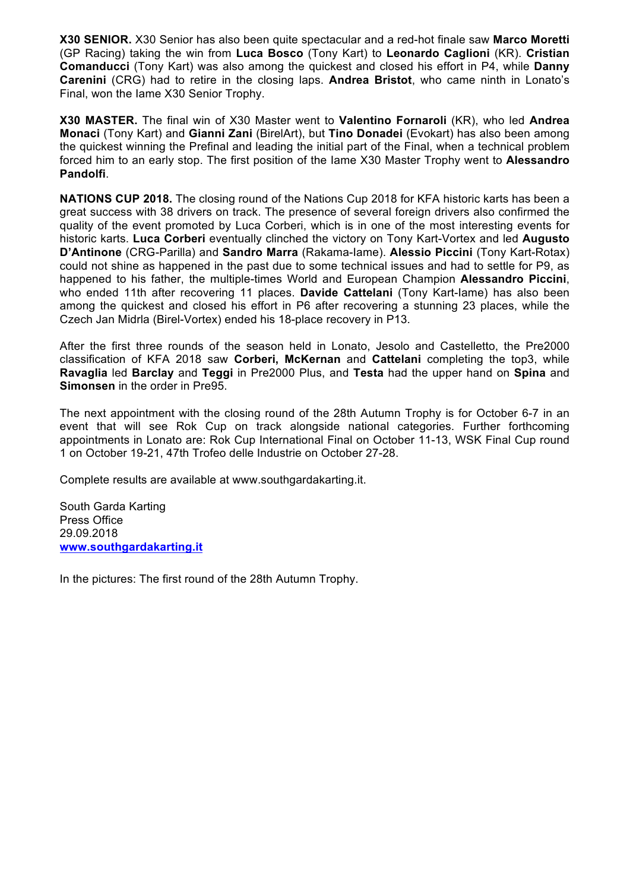**X30 SENIOR.** X30 Senior has also been quite spectacular and a red-hot finale saw **Marco Moretti** (GP Racing) taking the win from **Luca Bosco** (Tony Kart) to **Leonardo Caglioni** (KR). **Cristian Comanducci** (Tony Kart) was also among the quickest and closed his effort in P4, while **Danny Carenini** (CRG) had to retire in the closing laps. **Andrea Bristot**, who came ninth in Lonato's Final, won the Iame X30 Senior Trophy.

**X30 MASTER.** The final win of X30 Master went to **Valentino Fornaroli** (KR), who led **Andrea Monaci** (Tony Kart) and **Gianni Zani** (BirelArt), but **Tino Donadei** (Evokart) has also been among the quickest winning the Prefinal and leading the initial part of the Final, when a technical problem forced him to an early stop. The first position of the Iame X30 Master Trophy went to **Alessandro Pandolfi**.

**NATIONS CUP 2018.** The closing round of the Nations Cup 2018 for KFA historic karts has been a great success with 38 drivers on track. The presence of several foreign drivers also confirmed the quality of the event promoted by Luca Corberi, which is in one of the most interesting events for historic karts. **Luca Corberi** eventually clinched the victory on Tony Kart-Vortex and led **Augusto D'Antinone** (CRG-Parilla) and **Sandro Marra** (Rakama-Iame). **Alessio Piccini** (Tony Kart-Rotax) could not shine as happened in the past due to some technical issues and had to settle for P9, as happened to his father, the multiple-times World and European Champion **Alessandro Piccini**, who ended 11th after recovering 11 places. **Davide Cattelani** (Tony Kart-Iame) has also been among the quickest and closed his effort in P6 after recovering a stunning 23 places, while the Czech Jan Midrla (Birel-Vortex) ended his 18-place recovery in P13.

After the first three rounds of the season held in Lonato, Jesolo and Castelletto, the Pre2000 classification of KFA 2018 saw **Corberi, McKernan** and **Cattelani** completing the top3, while **Ravaglia** led **Barclay** and **Teggi** in Pre2000 Plus, and **Testa** had the upper hand on **Spina** and **Simonsen** in the order in Pre95.

The next appointment with the closing round of the 28th Autumn Trophy is for October 6-7 in an event that will see Rok Cup on track alongside national categories. Further forthcoming appointments in Lonato are: Rok Cup International Final on October 11-13, WSK Final Cup round 1 on October 19-21, 47th Trofeo delle Industrie on October 27-28.

Complete results are available at www.southgardakarting.it.

South Garda Karting  
Press Office  
29.09.2018  
[www.southgardakarting.it](www.southgardakarting.it)

In the pictures: The first round of the 28th Autumn Trophy.